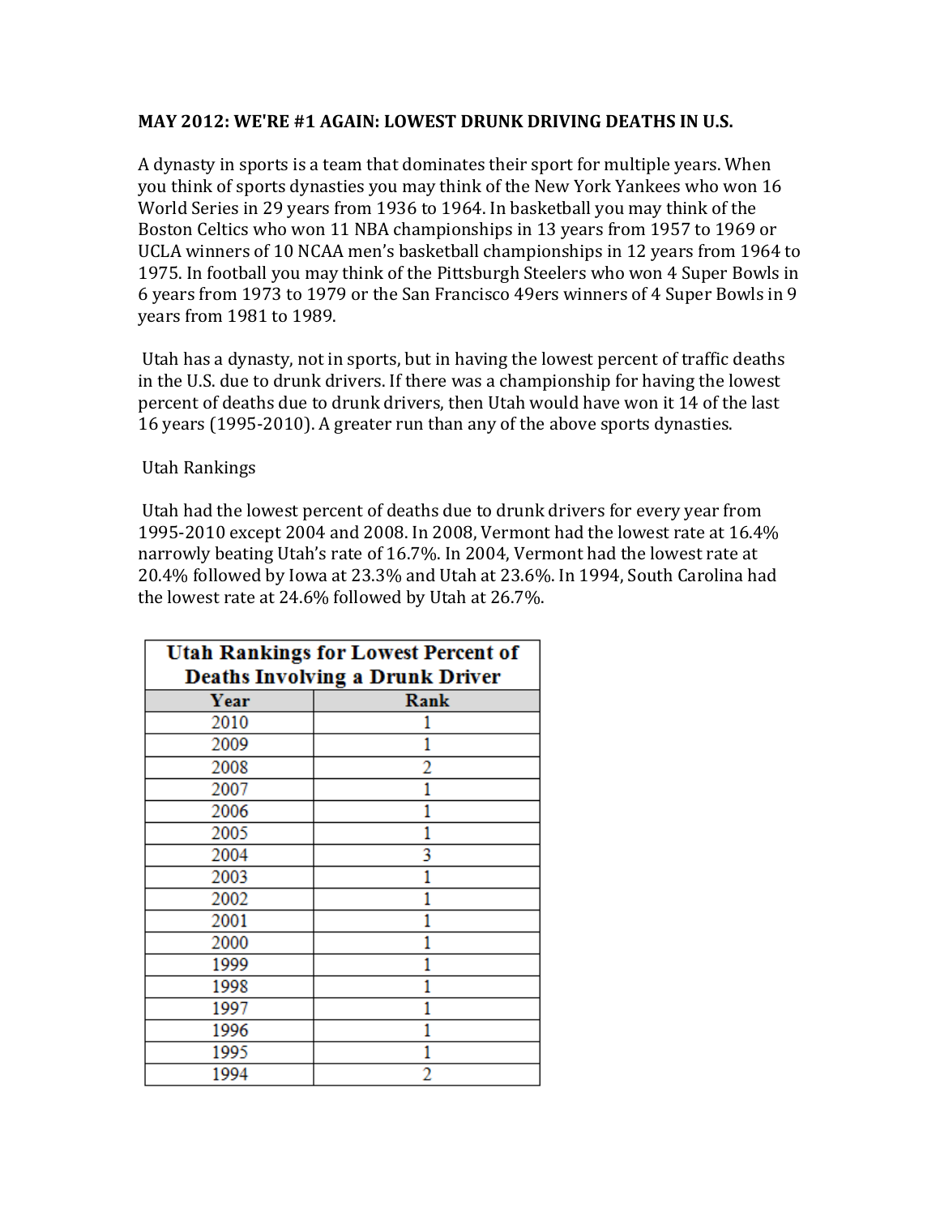**MAY 2012: WE'RE #1 AGAIN: LOWEST DRUNK DRIVING DEATHS IN U.S.**

A dynasty in sports is a team that dominates their sport for multiple years. When you think of sports dynasties you may think of the New York Yankees who won 16 World Series in 29 years from 1936 to 1964. In basketball you may think of the Boston Celtics who won 11 NBA championships in 13 years from 1957 to 1969 or UCLA winners of 10 NCAA men's basketball championships in 12 years from 1964 to 1975. In football you may think of the Pittsburgh Steelers who won 4 Super Bowls in 6 years from 1973 to 1979 or the San Francisco 49ers winners of 4 Super Bowls in 9 years from 1981 to 1989.

Utah has a dynasty, not in sports, but in having the lowest percent of traffic deaths in the U.S. due to drunk drivers. If there was a championship for having the lowest percent of deaths due to drunk drivers, then Utah would have won it 14 of the last 16 years (1995-2010). A greater run than any of the above sports dynasties.

Utah Rankings

Utah had the lowest percent of deaths due to drunk drivers for every year from 1995-2010 except 2004 and 2008. In 2008, Vermont had the lowest rate at 16.4% narrowly beating Utah's rate of 16.7%. In 2004, Vermont had the lowest rate at 20.4% followed by Iowa at 23.3% and Utah at 23.6%. In 1994, South Carolina had the lowest rate at 24.6% followed by Utah at 26.7%.

**Utah Rankings for Lowest Percent of Deaths Involving a Drunk Driver**

| Year | Rank |
|---|---|
| 2010 | 1 |
| 2009 | 1 |
| 2008 | 2 |
| 2007 | 1 |
| 2006 | 1 |
| 2005 | 1 |
| 2004 | 3 |
| 2003 | 1 |
| 2002 | 1 |
| 2001 | 1 |
| 2000 | 1 |
| 1999 | 1 |
| 1998 | 1 |
| 1997 | 1 |
| 1996 | 1 |
| 1995 | 1 |
| 1994 | 2 |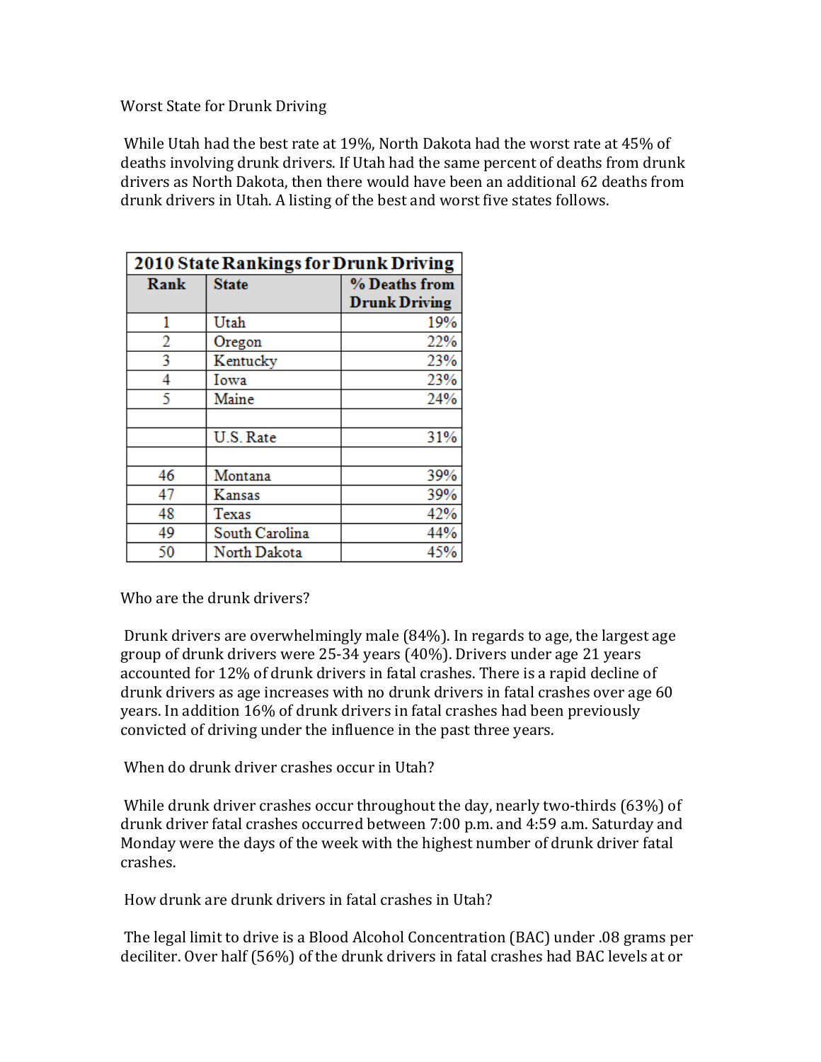Worst State for Drunk Driving

While Utah had the best rate at 19%, North Dakota had the worst rate at 45% of deaths involving drunk drivers. If Utah had the same percent of deaths from drunk drivers as North Dakota, then there would have been an additional 62 deaths from drunk drivers in Utah. A listing of the best and worst five states follows.

| 2010 State Rankings for Drunk Driving | | |
|---|---|---|
| **Rank** | **State** | **% Deaths from Drunk Driving** |
| 1 | Utah | 19% |
| 2 | Oregon | 22% |
| 3 | Kentucky | 23% |
| 4 | Iowa | 23% |
| 5 | Maine | 24% |
| | | |
| | U.S. Rate | 31% |
| | | |
| 46 | Montana | 39% |
| 47 | Kansas | 39% |
| 48 | Texas | 42% |
| 49 | South Carolina | 44% |
| 50 | North Dakota | 45% |

Who are the drunk drivers?

Drunk drivers are overwhelmingly male (84%). In regards to age, the largest age group of drunk drivers were 25-34 years (40%). Drivers under age 21 years accounted for 12% of drunk drivers in fatal crashes. There is a rapid decline of drunk drivers as age increases with no drunk drivers in fatal crashes over age 60 years. In addition 16% of drunk drivers in fatal crashes had been previously convicted of driving under the influence in the past three years.

When do drunk driver crashes occur in Utah?

While drunk driver crashes occur throughout the day, nearly two-thirds (63%) of drunk driver fatal crashes occurred between 7:00 p.m. and 4:59 a.m. Saturday and Monday were the days of the week with the highest number of drunk driver fatal crashes.

How drunk are drunk drivers in fatal crashes in Utah?

The legal limit to drive is a Blood Alcohol Concentration (BAC) under .08 grams per deciliter. Over half (56%) of the drunk drivers in fatal crashes had BAC levels at or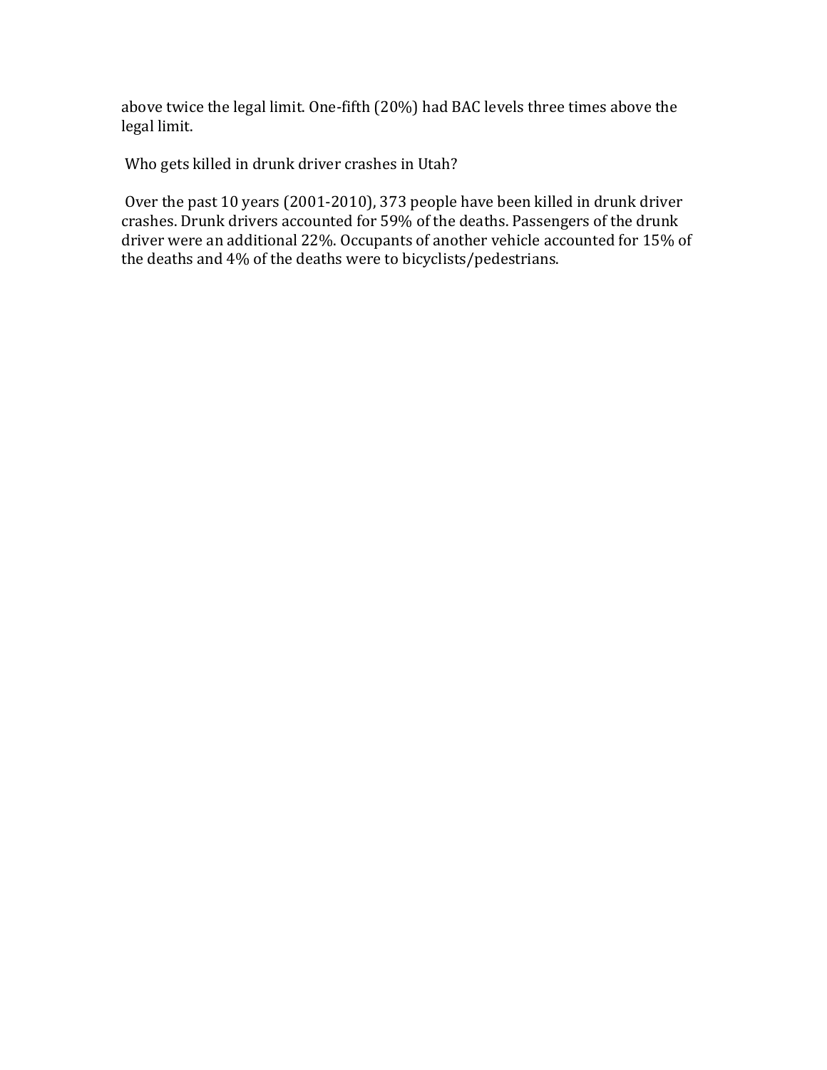above twice the legal limit. One-fifth (20%) had BAC levels three times above the legal limit.

Who gets killed in drunk driver crashes in Utah?

Over the past 10 years (2001-2010), 373 people have been killed in drunk driver crashes. Drunk drivers accounted for 59% of the deaths. Passengers of the drunk driver were an additional 22%. Occupants of another vehicle accounted for 15% of the deaths and 4% of the deaths were to bicyclists/pedestrians.